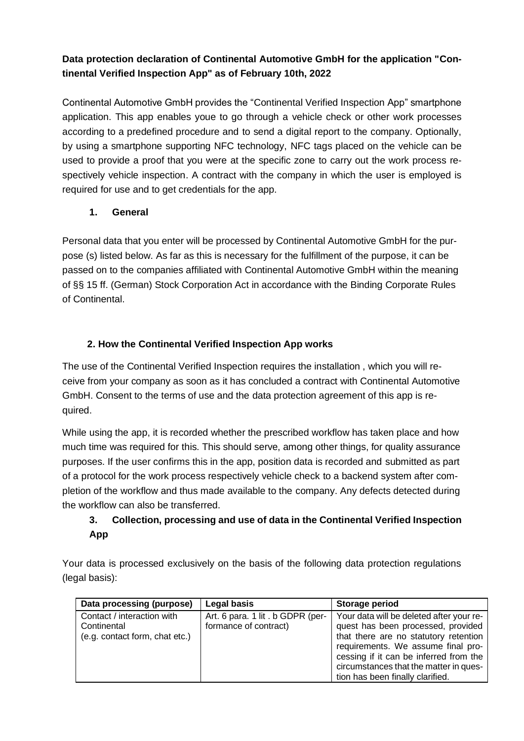**Data protection declaration of Continental Automotive GmbH for the application "Continental Verified Inspection App" as of February 10th, 2022**

Continental Automotive GmbH provides the "Continental Verified Inspection App" smartphone application. This app enables youe to go through a vehicle check or other work processes according to a predefined procedure and to send a digital report to the company. Optionally, by using a smartphone supporting NFC technology, NFC tags placed on the vehicle can be used to provide a proof that you were at the specific zone to carry out the work process respectively vehicle inspection. A contract with the company in which the user is employed is required for use and to get credentials for the app.

## 1. General

Personal data that you enter will be processed by Continental Automotive GmbH for the purpose (s) listed below. As far as this is necessary for the fulfillment of the purpose, it can be passed on to the companies affiliated with Continental Automotive GmbH within the meaning of §§ 15 ff. (German) Stock Corporation Act in accordance with the Binding Corporate Rules of Continental.

## 2. How the Continental Verified Inspection App works

The use of the Continental Verified Inspection requires the installation , which you will receive from your company as soon as it has concluded a contract with Continental Automotive GmbH. Consent to the terms of use and the data protection agreement of this app is required.

While using the app, it is recorded whether the prescribed workflow has taken place and how much time was required for this. This should serve, among other things, for quality assurance purposes. If the user confirms this in the app, position data is recorded and submitted as part of a protocol for the work process respectively vehicle check to a backend system after completion of the workflow and thus made available to the company. Any defects detected during the workflow can also be transferred.

## 3. Collection, processing and use of data in the Continental Verified Inspection App

Your data is processed exclusively on the basis of the following data protection regulations (legal basis):

| Data processing (purpose) | Legal basis | Storage period |
|---|---|---|
| Contact / interaction with Continental (e.g. contact form, chat etc.) | Art. 6 para. 1 lit . b GDPR (performance of contract) | Your data will be deleted after your request has been processed, provided that there are no statutory retention requirements. We assume final processing if it can be inferred from the circumstances that the matter in question has been finally clarified. |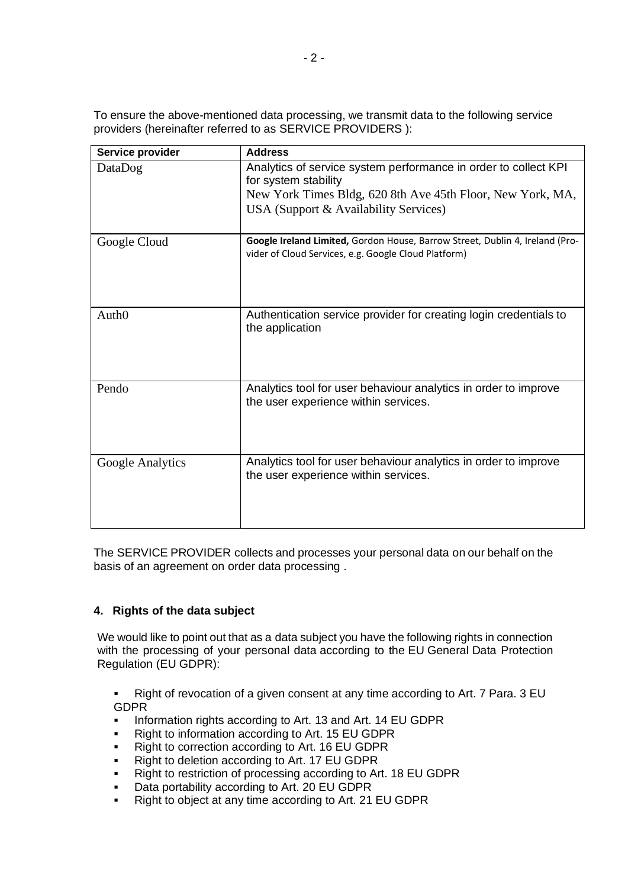To ensure the above-mentioned data processing, we transmit data to the following service providers (hereinafter referred to as SERVICE PROVIDERS ):

| Service provider | Address |
| --- | --- |
| DataDog | Analytics of service system performance in order to collect KPI for system stability<br>New York Times Bldg, 620 8th Ave 45th Floor, New York, MA, USA (Support & Availability Services) |
| Google Cloud | **Google Ireland Limited,** Gordon House, Barrow Street, Dublin 4, Ireland (Provider of Cloud Services, e.g. Google Cloud Platform) |
| Auth0 | Authentication service provider for creating login credentials to the application |
| Pendo | Analytics tool for user behaviour analytics in order to improve the user experience within services. |
| Google Analytics | Analytics tool for user behaviour analytics in order to improve the user experience within services. |

The SERVICE PROVIDER collects and processes your personal data on our behalf on the basis of an agreement on order data processing .

### 4. Rights of the data subject

We would like to point out that as a data subject you have the following rights in connection with the processing of your personal data according to the EU General Data Protection Regulation (EU GDPR):

- Right of revocation of a given consent at any time according to Art. 7 Para. 3 EU GDPR
- Information rights according to Art. 13 and Art. 14 EU GDPR
- Right to information according to Art. 15 EU GDPR
- Right to correction according to Art. 16 EU GDPR
- Right to deletion according to Art. 17 EU GDPR
- Right to restriction of processing according to Art. 18 EU GDPR
- Data portability according to Art. 20 EU GDPR
- Right to object at any time according to Art. 21 EU GDPR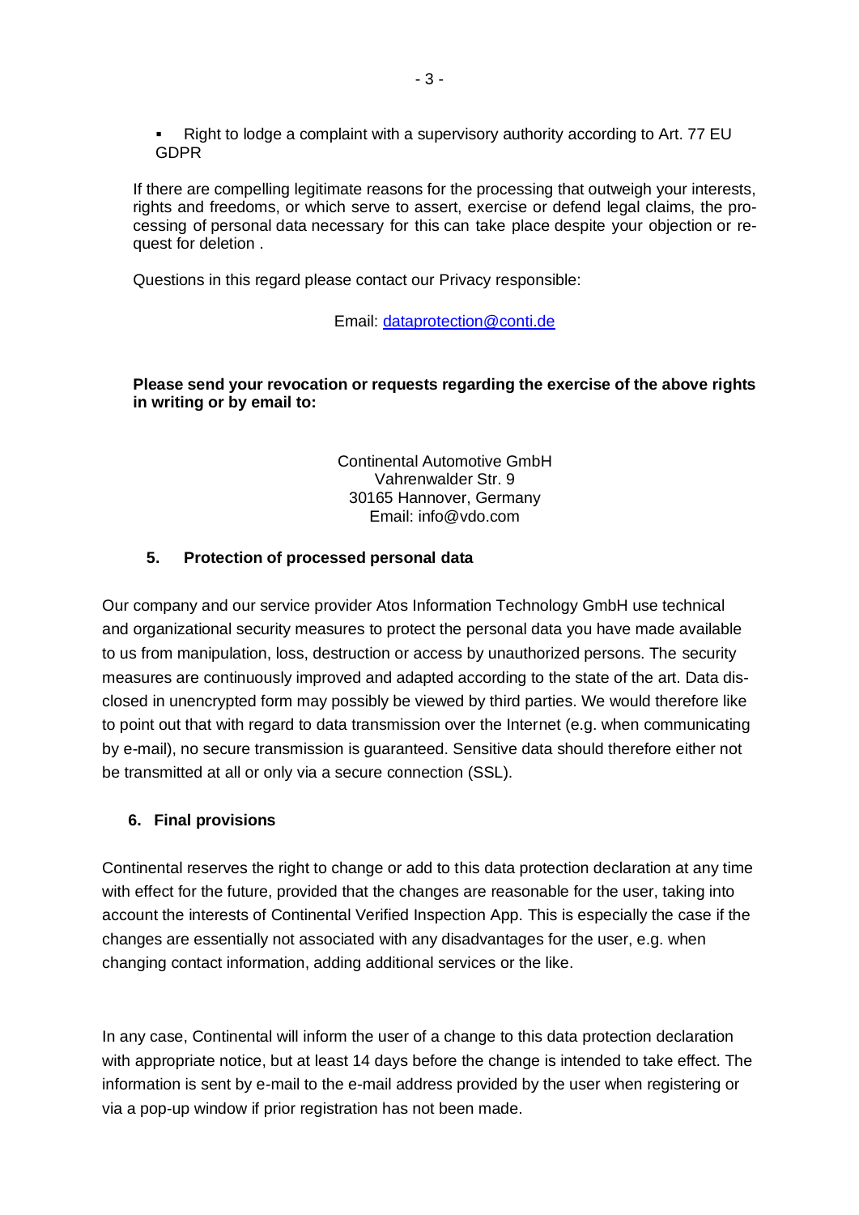- Right to lodge a complaint with a supervisory authority according to Art. 77 EU GDPR

If there are compelling legitimate reasons for the processing that outweigh your interests, rights and freedoms, or which serve to assert, exercise or defend legal claims, the processing of personal data necessary for this can take place despite your objection or request for deletion .

Questions in this regard please contact our Privacy responsible:

Email: dataprotection@conti.de

**Please send your revocation or requests regarding the exercise of the above rights in writing or by email to:**

Continental Automotive GmbH
Vahrenwalder Str. 9
30165 Hannover, Germany
Email: info@vdo.com

## 5. Protection of processed personal data

Our company and our service provider Atos Information Technology GmbH use technical and organizational security measures to protect the personal data you have made available to us from manipulation, loss, destruction or access by unauthorized persons. The security measures are continuously improved and adapted according to the state of the art. Data disclosed in unencrypted form may possibly be viewed by third parties. We would therefore like to point out that with regard to data transmission over the Internet (e.g. when communicating by e-mail), no secure transmission is guaranteed. Sensitive data should therefore either not be transmitted at all or only via a secure connection (SSL).

## 6. Final provisions

Continental reserves the right to change or add to this data protection declaration at any time with effect for the future, provided that the changes are reasonable for the user, taking into account the interests of Continental Verified Inspection App. This is especially the case if the changes are essentially not associated with any disadvantages for the user, e.g. when changing contact information, adding additional services or the like.

In any case, Continental will inform the user of a change to this data protection declaration with appropriate notice, but at least 14 days before the change is intended to take effect. The information is sent by e-mail to the e-mail address provided by the user when registering or via a pop-up window if prior registration has not been made.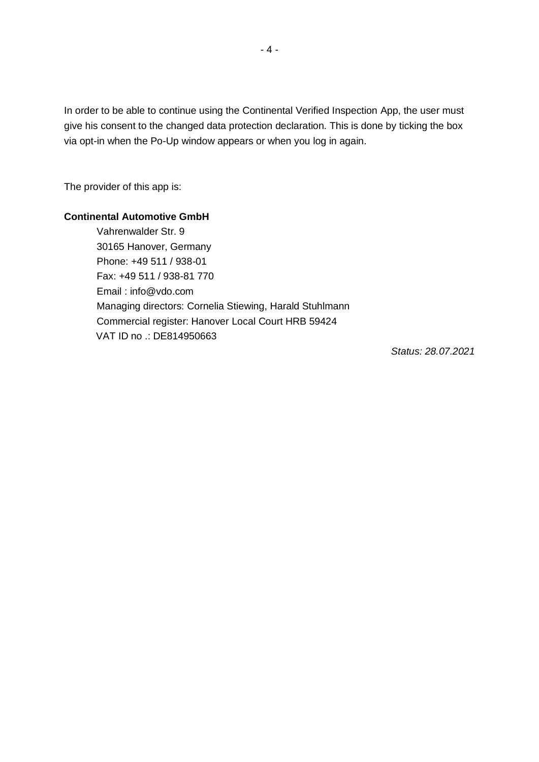In order to be able to continue using the Continental Verified Inspection App, the user must give his consent to the changed data protection declaration. This is done by ticking the box via opt-in when the Po-Up window appears or when you log in again.

The provider of this app is:

**Continental Automotive GmbH**

Vahrenwalder Str. 9
30165 Hanover, Germany
Phone: +49 511 / 938-01
Fax: +49 511 / 938-81 770
Email : info@vdo.com
Managing directors: Cornelia Stiewing, Harald Stuhlmann
Commercial register: Hanover Local Court HRB 59424
VAT ID no .: DE814950663

*Status: 28.07.2021*